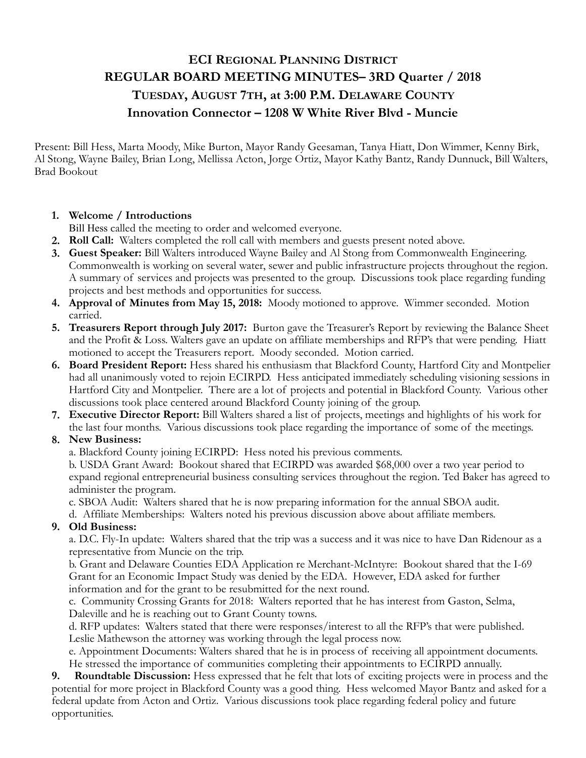# ECI REGIONAL PLANNING DISTRICT
# REGULAR BOARD MEETING MINUTES– 3RD Quarter / 2018
# TUESDAY, AUGUST 7TH, at 3:00 P.M. DELAWARE COUNTY
# Innovation Connector – 1208 W White River Blvd - Muncie

Present: Bill Hess, Marta Moody, Mike Burton, Mayor Randy Geesaman, Tanya Hiatt, Don Wimmer, Kenny Birk, Al Stong, Wayne Bailey, Brian Long, Mellissa Acton, Jorge Ortiz, Mayor Kathy Bantz, Randy Dunnuck, Bill Walters, Brad Bookout

1. **Welcome / Introductions**
   Bill Hess called the meeting to order and welcomed everyone.
2. **Roll Call:** Walters completed the roll call with members and guests present noted above.
3. **Guest Speaker:** Bill Walters introduced Wayne Bailey and Al Stong from Commonwealth Engineering. Commonwealth is working on several water, sewer and public infrastructure projects throughout the region. A summary of services and projects was presented to the group. Discussions took place regarding funding projects and best methods and opportunities for success.
4. **Approval of Minutes from May 15, 2018:** Moody motioned to approve. Wimmer seconded. Motion carried.
5. **Treasurers Report through July 2017:** Burton gave the Treasurer's Report by reviewing the Balance Sheet and the Profit & Loss. Walters gave an update on affiliate memberships and RFP's that were pending. Hiatt motioned to accept the Treasurers report. Moody seconded. Motion carried.
6. **Board President Report:** Hess shared his enthusiasm that Blackford County, Hartford City and Montpelier had all unanimously voted to rejoin ECIRPD. Hess anticipated immediately scheduling visioning sessions in Hartford City and Montpelier. There are a lot of projects and potential in Blackford County. Various other discussions took place centered around Blackford County joining of the group.
7. **Executive Director Report:** Bill Walters shared a list of projects, meetings and highlights of his work for the last four months. Various discussions took place regarding the importance of some of the meetings.
8. **New Business:**
   a. Blackford County joining ECIRPD: Hess noted his previous comments.
   b. USDA Grant Award: Bookout shared that ECIRPD was awarded $68,000 over a two year period to expand regional entrepreneurial business consulting services throughout the region. Ted Baker has agreed to administer the program.
   c. SBOA Audit: Walters shared that he is now preparing information for the annual SBOA audit.
   d. Affiliate Memberships: Walters noted his previous discussion above about affiliate members.
9. **Old Business:**
   a. D.C. Fly-In update: Walters shared that the trip was a success and it was nice to have Dan Ridenour as a representative from Muncie on the trip.
   b. Grant and Delaware Counties EDA Application re Merchant-McIntyre: Bookout shared that the I-69 Grant for an Economic Impact Study was denied by the EDA. However, EDA asked for further information and for the grant to be resubmitted for the next round.
   c. Community Crossing Grants for 2018: Walters reported that he has interest from Gaston, Selma, Daleville and he is reaching out to Grant County towns.
   d. RFP updates: Walters stated that there were responses/interest to all the RFP's that were published. Leslie Mathewson the attorney was working through the legal process now.
   e. Appointment Documents: Walters shared that he is in process of receiving all appointment documents. He stressed the importance of communities completing their appointments to ECIRPD annually.

9. **Roundtable Discussion:** Hess expressed that he felt that lots of exciting projects were in process and the potential for more project in Blackford County was a good thing. Hess welcomed Mayor Bantz and asked for a federal update from Acton and Ortiz. Various discussions took place regarding federal policy and future opportunities.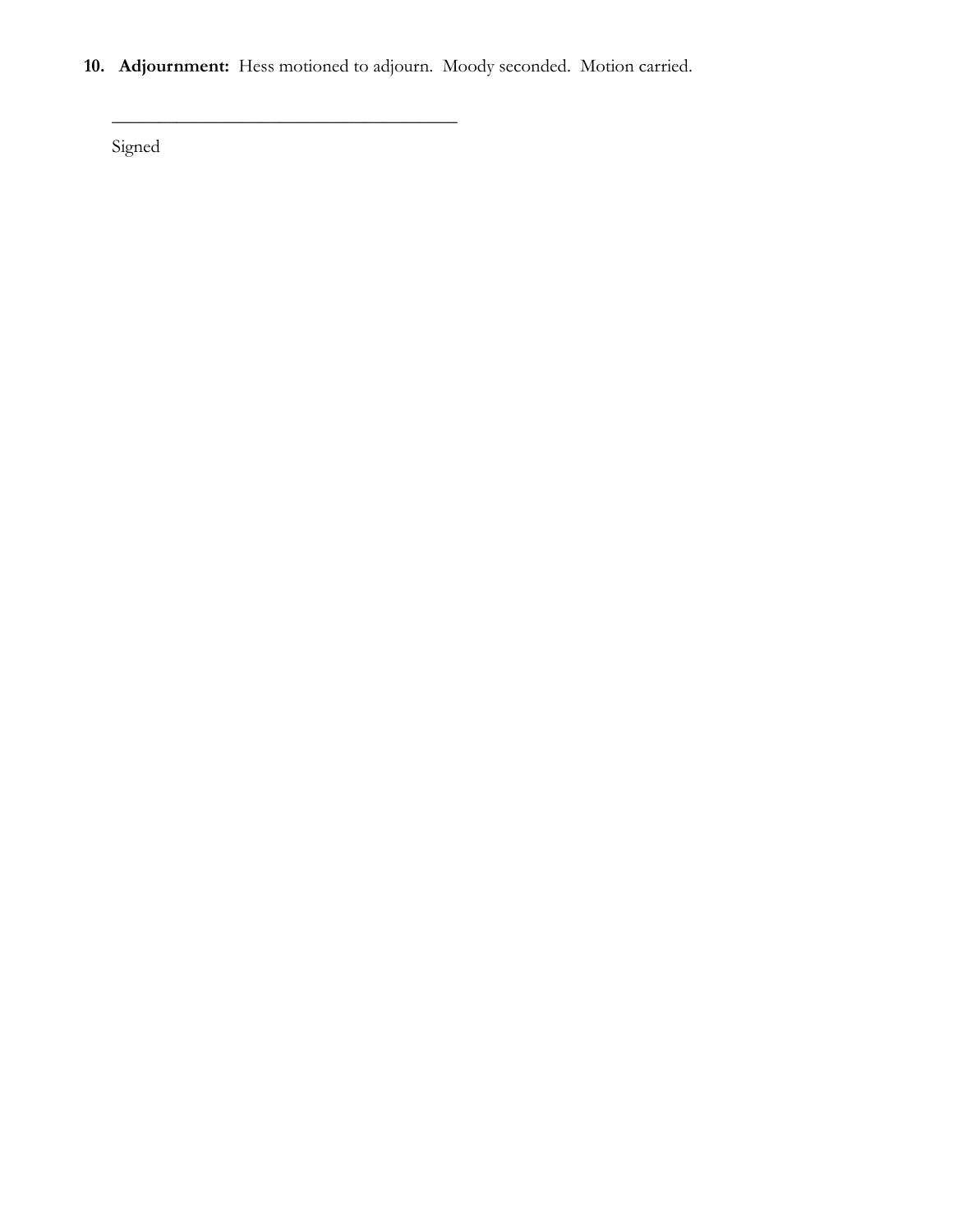10. **Adjournment:** Hess motioned to adjourn. Moody seconded. Motion carried.

\_\_\_\_\_\_\_\_\_\_\_\_\_\_\_\_\_\_\_\_\_\_\_\_\_\_\_\_\_\_\_\_\_\_\_\_\_\_\_\_

Signed